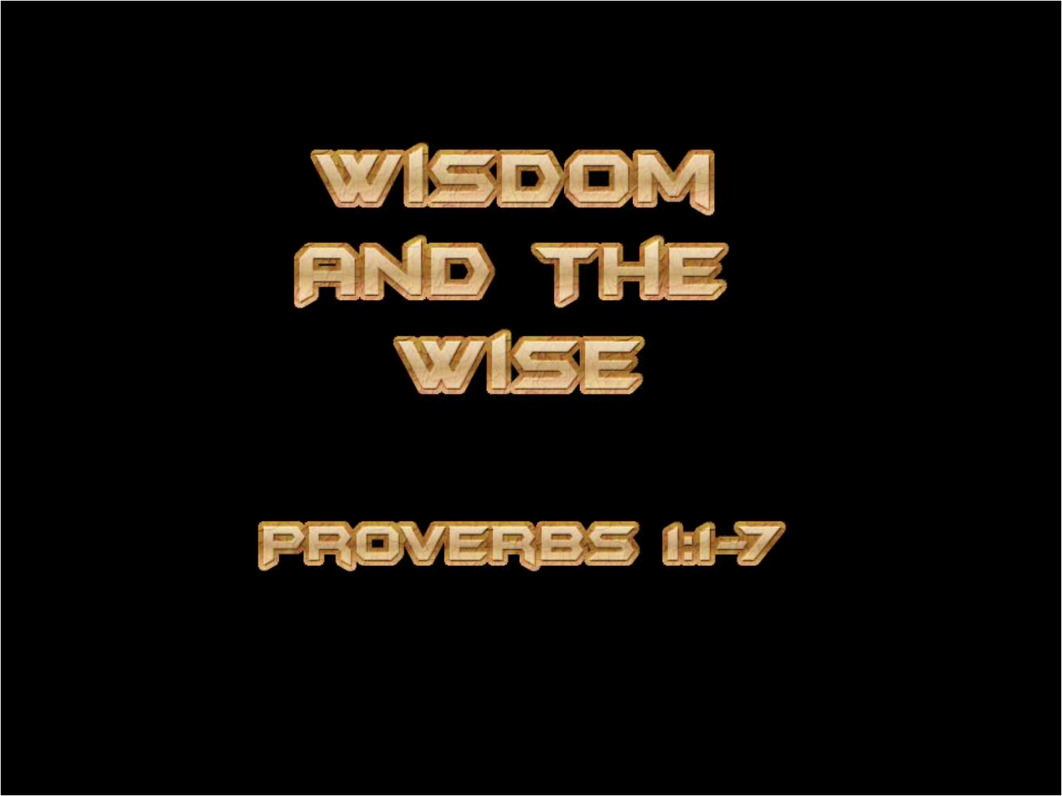# WISDOM AND THE WISE

## PROVERBS 1:1-7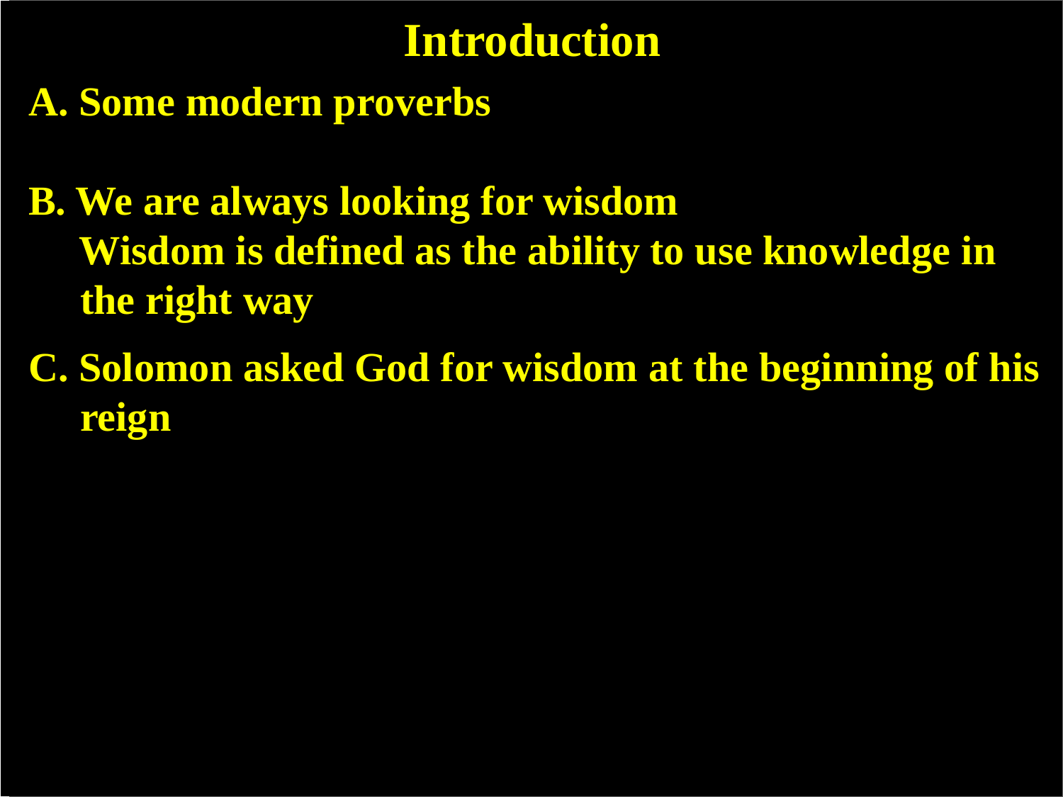# Introduction

A. Some modern proverbs

B. We are always looking for wisdom
   Wisdom is defined as the ability to use knowledge in the right way

C. Solomon asked God for wisdom at the beginning of his reign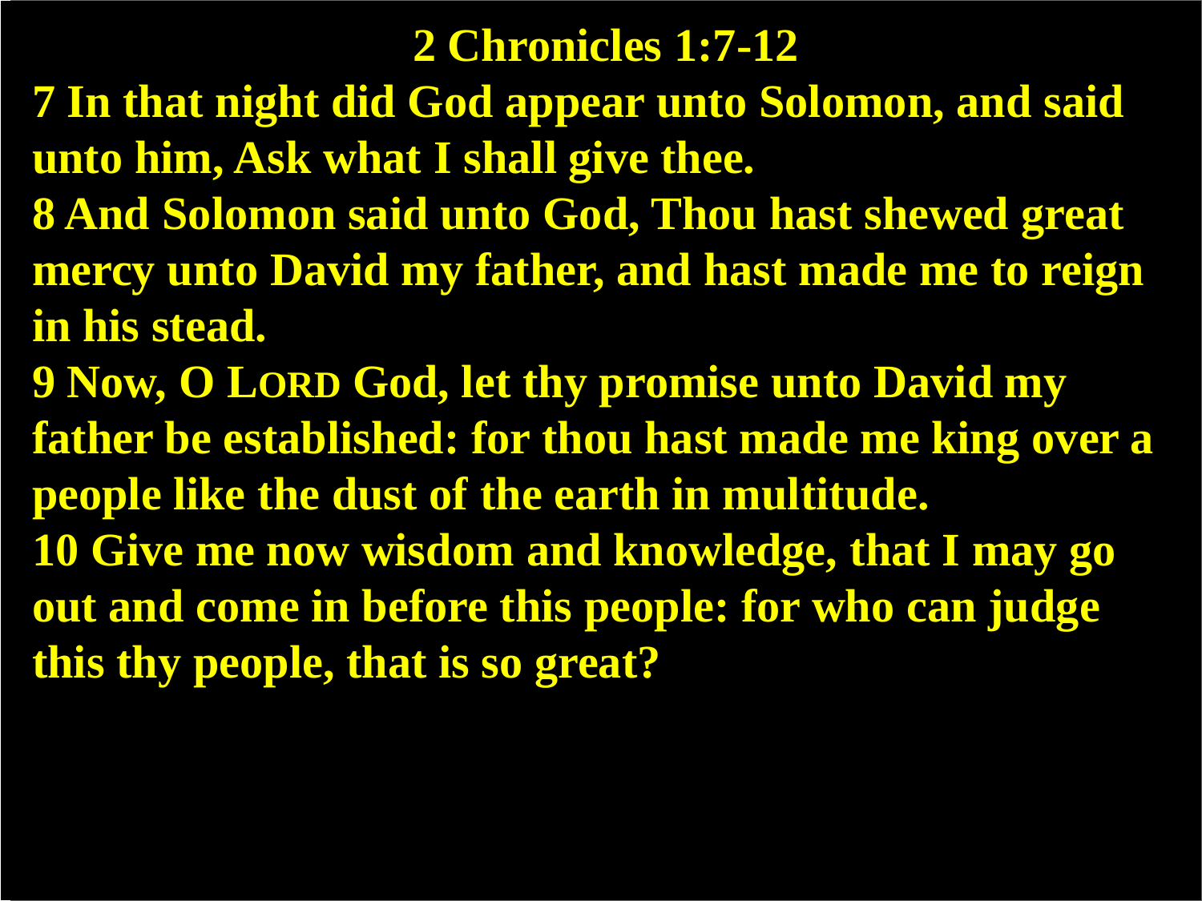# 2 Chronicles 1:7-12

**7 In that night did God appear unto Solomon, and said unto him, Ask what I shall give thee.**

**8 And Solomon said unto God, Thou hast shewed great mercy unto David my father, and hast made me to reign in his stead.**

**9 Now, O LORD God, let thy promise unto David my father be established: for thou hast made me king over a people like the dust of the earth in multitude.**

**10 Give me now wisdom and knowledge, that I may go out and come in before this people: for who can judge this thy people, that is so great?**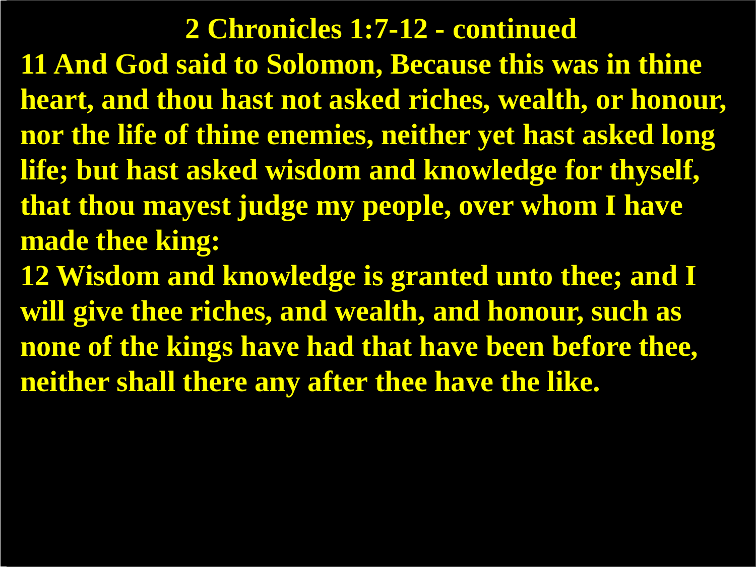# 2 Chronicles 1:7-12 - continued

**11 And God said to Solomon, Because this was in thine heart, and thou hast not asked riches, wealth, or honour, nor the life of thine enemies, neither yet hast asked long life; but hast asked wisdom and knowledge for thyself, that thou mayest judge my people, over whom I have made thee king:**

**12 Wisdom and knowledge is granted unto thee; and I will give thee riches, and wealth, and honour, such as none of the kings have had that have been before thee, neither shall there any after thee have the like.**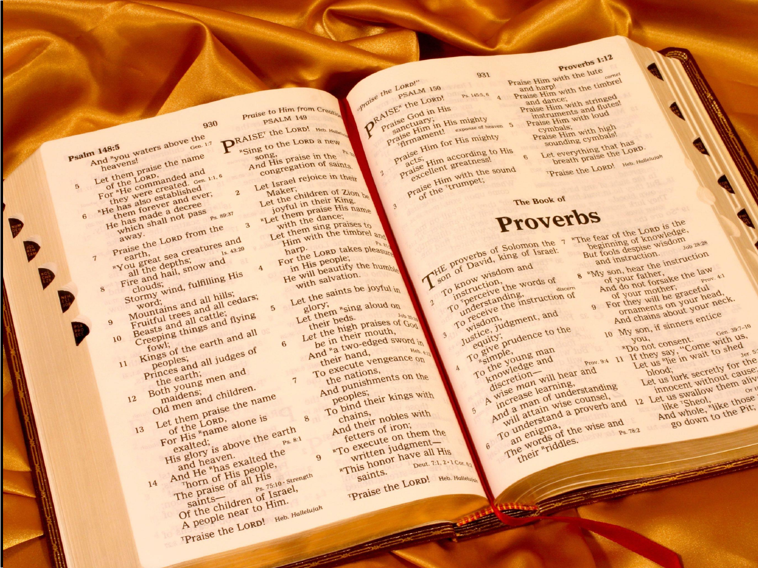## Psalm 148 (continued)

And you waters above the heavens!

5 Let them praise the name of the LORD,
For He commanded and they were created.

6 He has also established them forever and ever;
He has made a decree which shall not pass away.

7 Praise the LORD from the earth,
You great sea creatures and all the depths;

8 Fire and hail, snow and clouds;
Stormy wind, fulfilling His word;

9 Mountains and all hills;
Fruitful trees and all cedars;

10 Beasts and all cattle;
Creeping things and flying fowl;

11 Kings of the earth and all peoples;
Princes and all judges of the earth;

12 Both young men and maidens;
Old men and children.

13 Let them praise the name of the LORD,
For His name alone is exalted;
His glory is above the earth and heaven.

14 And He has exalted the horn of His people,
The praise of all His saints—
Of the children of Israel,
A people near to Him.
Praise the LORD!

## PSALM 149

Praise the LORD!
Sing to the LORD a new song,
And His praise in the congregation of saints.

2 Let Israel rejoice in their Maker;
Let the children of Zion be joyful in their King.

3 Let them praise His name with the dance;
Let them sing praises to Him with the timbrel and harp.

4 For the LORD takes pleasure in His people;
He will beautify the humble with salvation.

5 Let the saints be joyful in glory;
Let them sing aloud on their beds.

6 Let the high praises of God be in their mouth,
And a two-edged sword in their hand,

7 To execute vengeance on the nations,
And punishments on the peoples;

8 To bind their kings with chains,
And their nobles with fetters of iron;

9 To execute on them the written judgment—
This honor have all His saints.
Praise the LORD!

## PSALM 150

Praise the LORD!
Praise God in His sanctuary;
Praise Him in His mighty firmament!

2 Praise Him for His mighty acts;
Praise Him according to His excellent greatness!

3 Praise Him with the sound of the trumpet;
Praise Him with the lute and harp!

4 Praise Him with the timbrel and dance;
Praise Him with stringed instruments and flutes!

5 Praise Him with loud cymbals;
Praise Him with high sounding cymbals!

6 Let everything that has breath praise the LORD.
Praise the LORD!

# The Book of Proverbs

THE proverbs of Solomon the son of David, king of Israel:

2 To know wisdom and instruction,
To perceive the words of understanding,

3 To receive the instruction of wisdom,
Justice, judgment, and equity;

4 To give prudence to the simple,
To the young man knowledge and discretion—

5 A wise *man* will hear and increase learning,
And a man of understanding will attain wise counsel,

6 To understand a proverb and an enigma,
The words of the wise and their riddles.

7 The fear of the LORD is the beginning of knowledge,
But fools despise wisdom and instruction.

8 My son, hear the instruction of your father,
And do not forsake the law of your mother;

9 For they will be graceful ornaments on your head,
And chains about your neck.

10 My son, if sinners entice you,
Do not consent.

11 If they say, "Come with us,
Let us lie in wait to shed blood;
Let us lurk secretly for the innocent without cause;

12 Let us swallow them alive like Sheol,
And whole, like those who go down to the Pit;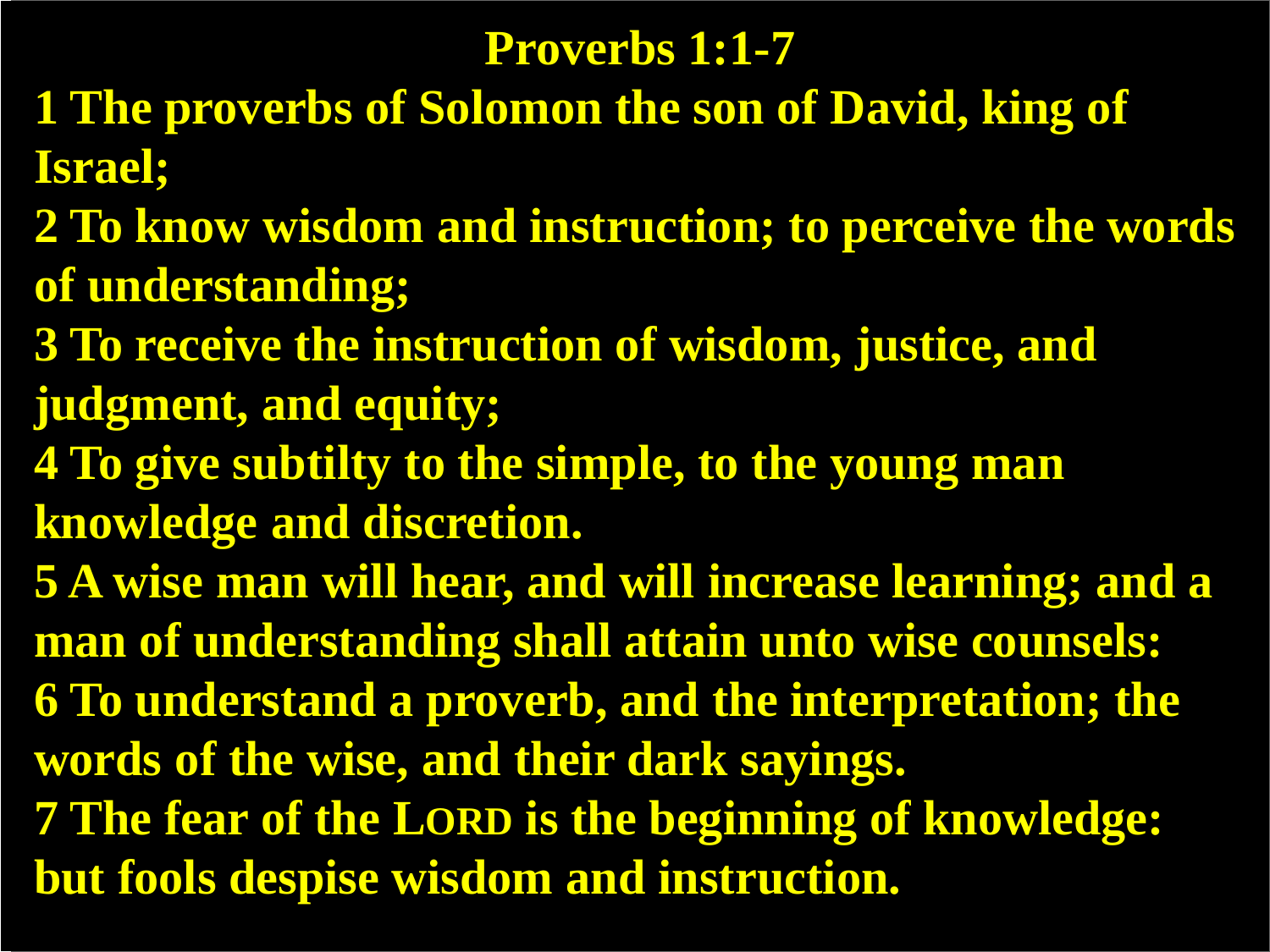# Proverbs 1:1-7

**1 The proverbs of Solomon the son of David, king of Israel;**
**2 To know wisdom and instruction; to perceive the words of understanding;**
**3 To receive the instruction of wisdom, justice, and judgment, and equity;**
**4 To give subtilty to the simple, to the young man knowledge and discretion.**
**5 A wise man will hear, and will increase learning; and a man of understanding shall attain unto wise counsels:**
**6 To understand a proverb, and the interpretation; the words of the wise, and their dark sayings.**
**7 The fear of the LORD is the beginning of knowledge: but fools despise wisdom and instruction.**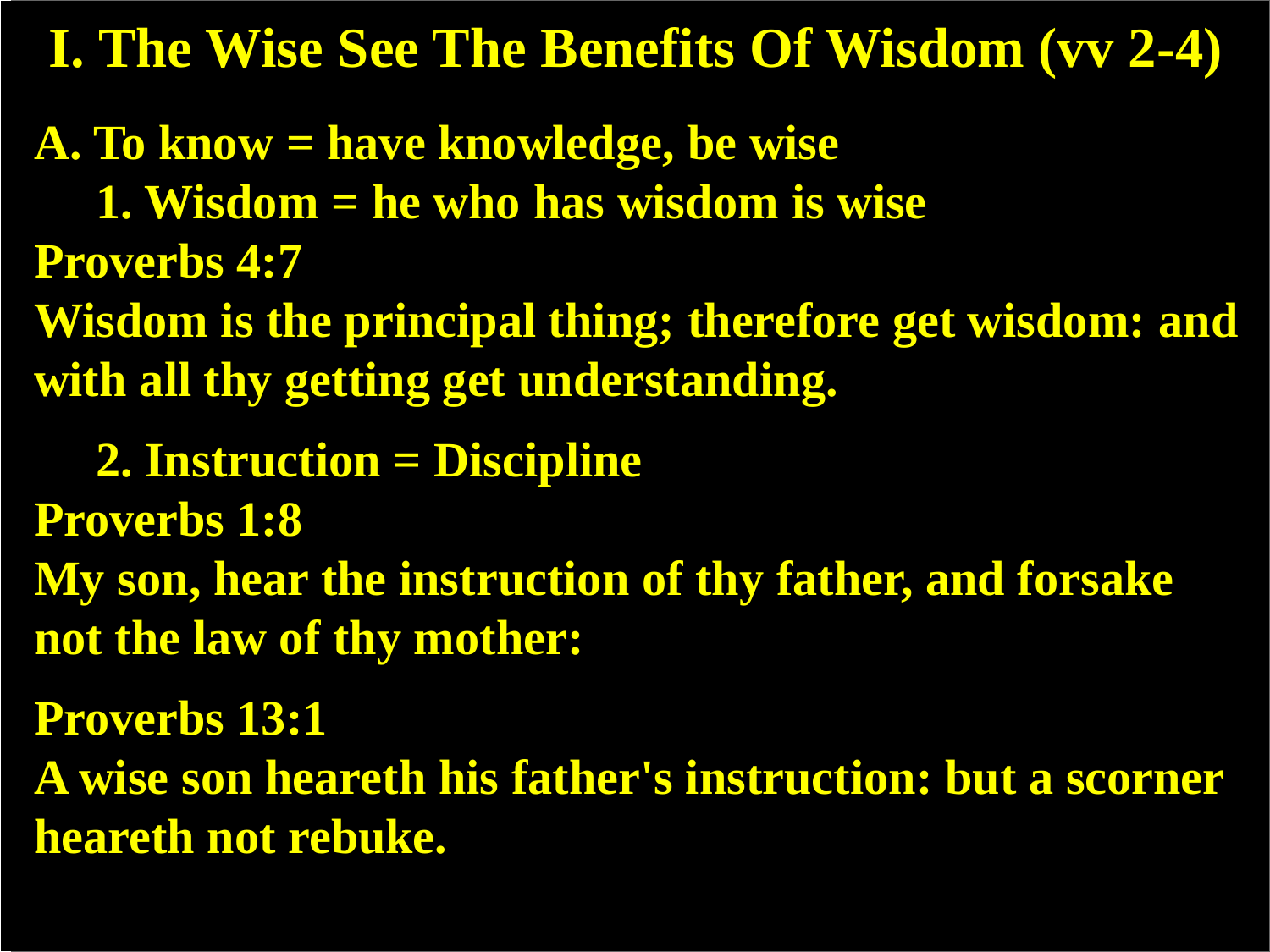# I. The Wise See The Benefits Of Wisdom (vv 2-4)

**A. To know = have knowledge, be wise**

**1. Wisdom = he who has wisdom is wise**

**Proverbs 4:7**

**Wisdom is the principal thing; therefore get wisdom: and with all thy getting get understanding.**

**2. Instruction = Discipline**

**Proverbs 1:8**

**My son, hear the instruction of thy father, and forsake not the law of thy mother:**

**Proverbs 13:1**

**A wise son heareth his father's instruction: but a scorner heareth not rebuke.**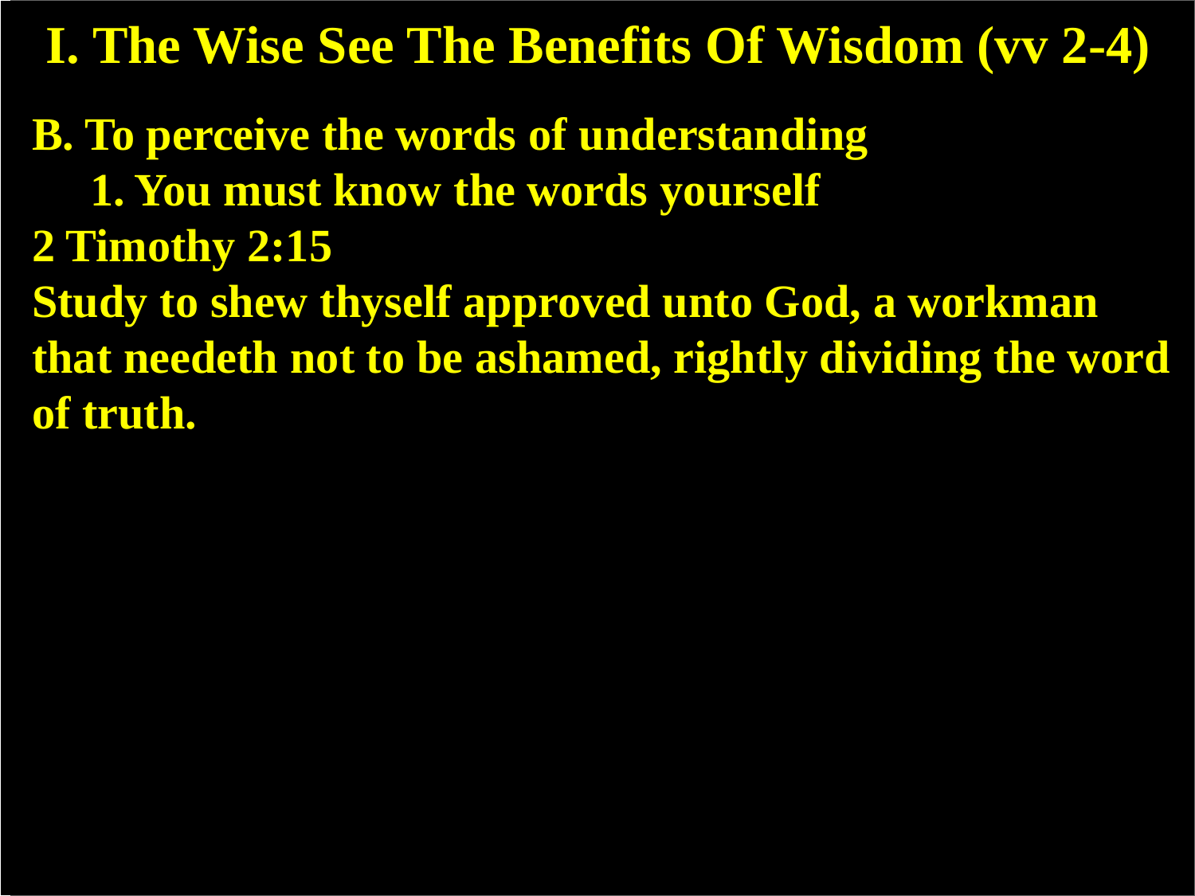# I. The Wise See The Benefits Of Wisdom (vv 2-4)

**B. To perceive the words of understanding**

**1. You must know the words yourself**

**2 Timothy 2:15**

**Study to shew thyself approved unto God, a workman that needeth not to be ashamed, rightly dividing the word of truth.**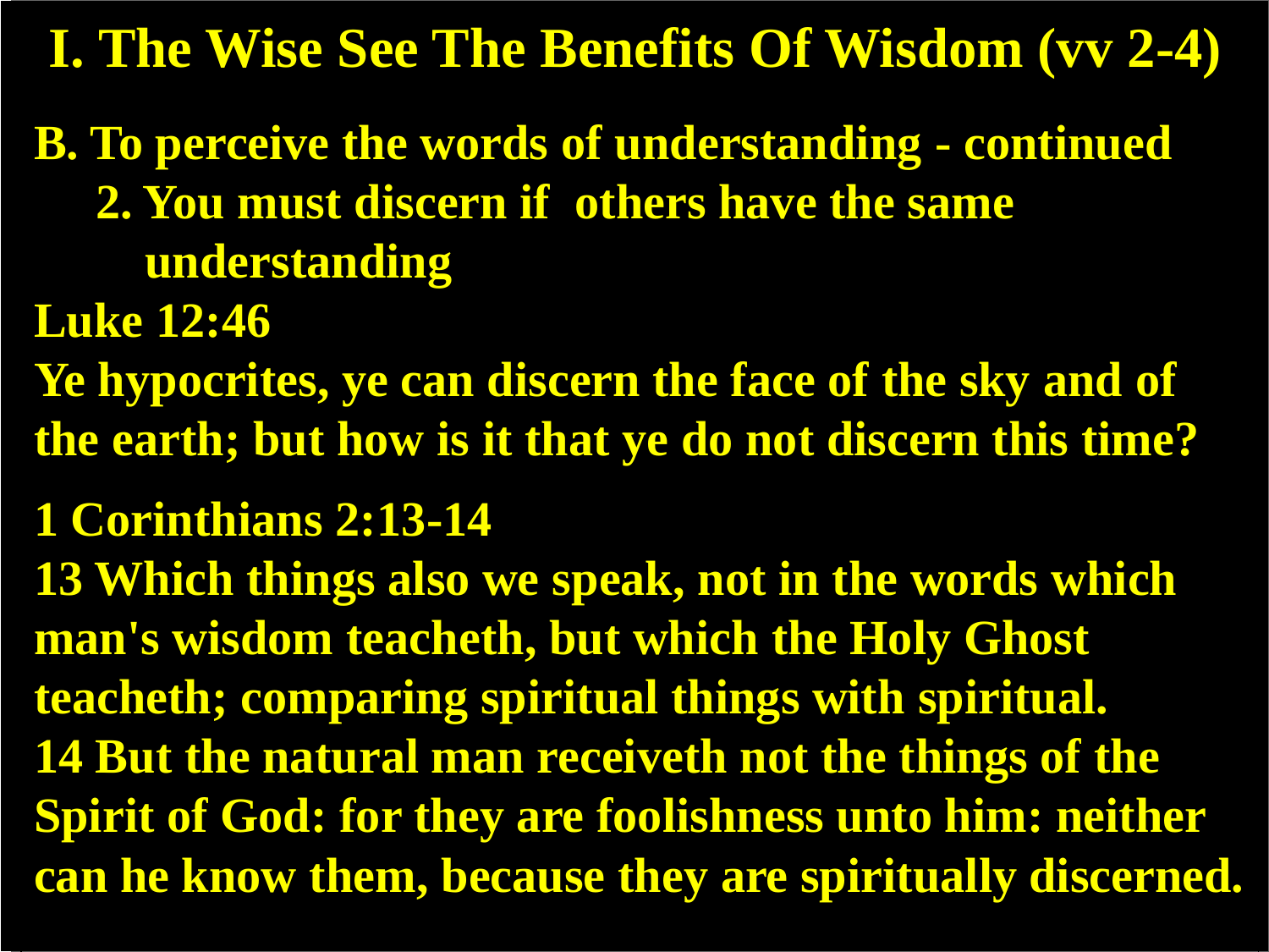# I. The Wise See The Benefits Of Wisdom (vv 2-4)

**B. To perceive the words of understanding - continued**

**2. You must discern if others have the same understanding**

**Luke 12:46**

**Ye hypocrites, ye can discern the face of the sky and of the earth; but how is it that ye do not discern this time?**

**1 Corinthians 2:13-14**

**13 Which things also we speak, not in the words which man's wisdom teacheth, but which the Holy Ghost teacheth; comparing spiritual things with spiritual.**

**14 But the natural man receiveth not the things of the Spirit of God: for they are foolishness unto him: neither can he know them, because they are spiritually discerned.**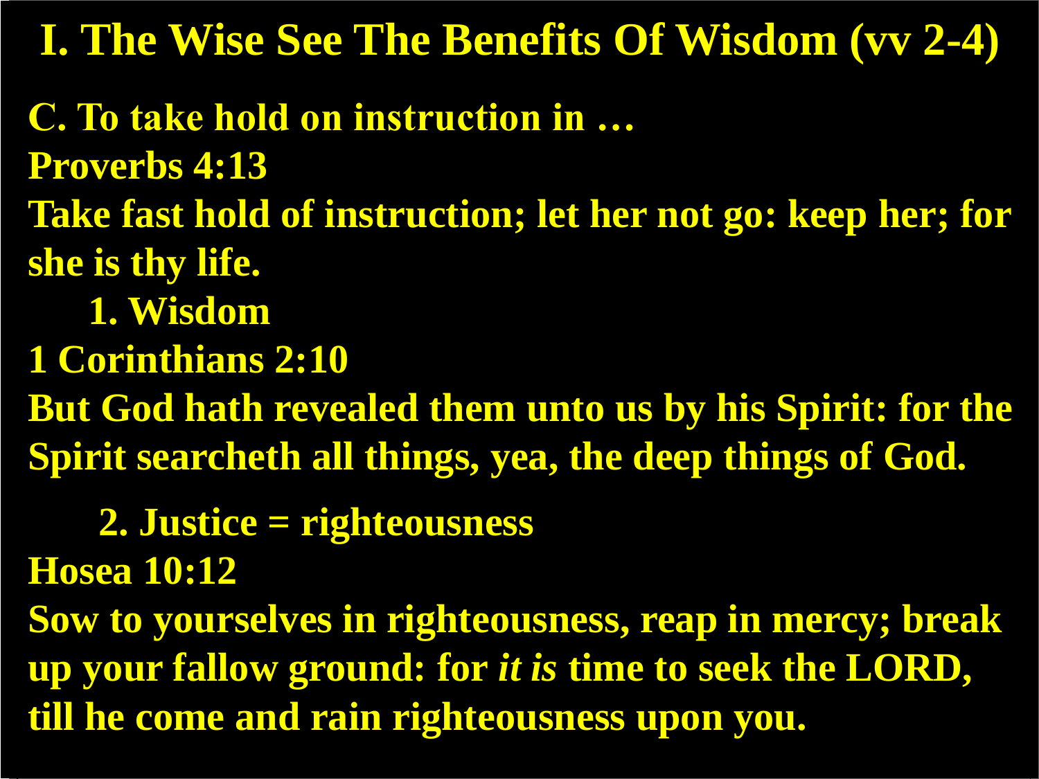# I. The Wise See The Benefits Of Wisdom (vv 2-4)

**C. To take hold on instruction in …**

**Proverbs 4:13**

**Take fast hold of instruction; let her not go: keep her; for she is thy life.**

**1. Wisdom**

**1 Corinthians 2:10**

**But God hath revealed them unto us by his Spirit: for the Spirit searcheth all things, yea, the deep things of God.**

**2. Justice = righteousness**

**Hosea 10:12**

**Sow to yourselves in righteousness, reap in mercy; break up your fallow ground: for *it is* time to seek the LORD, till he come and rain righteousness upon you.**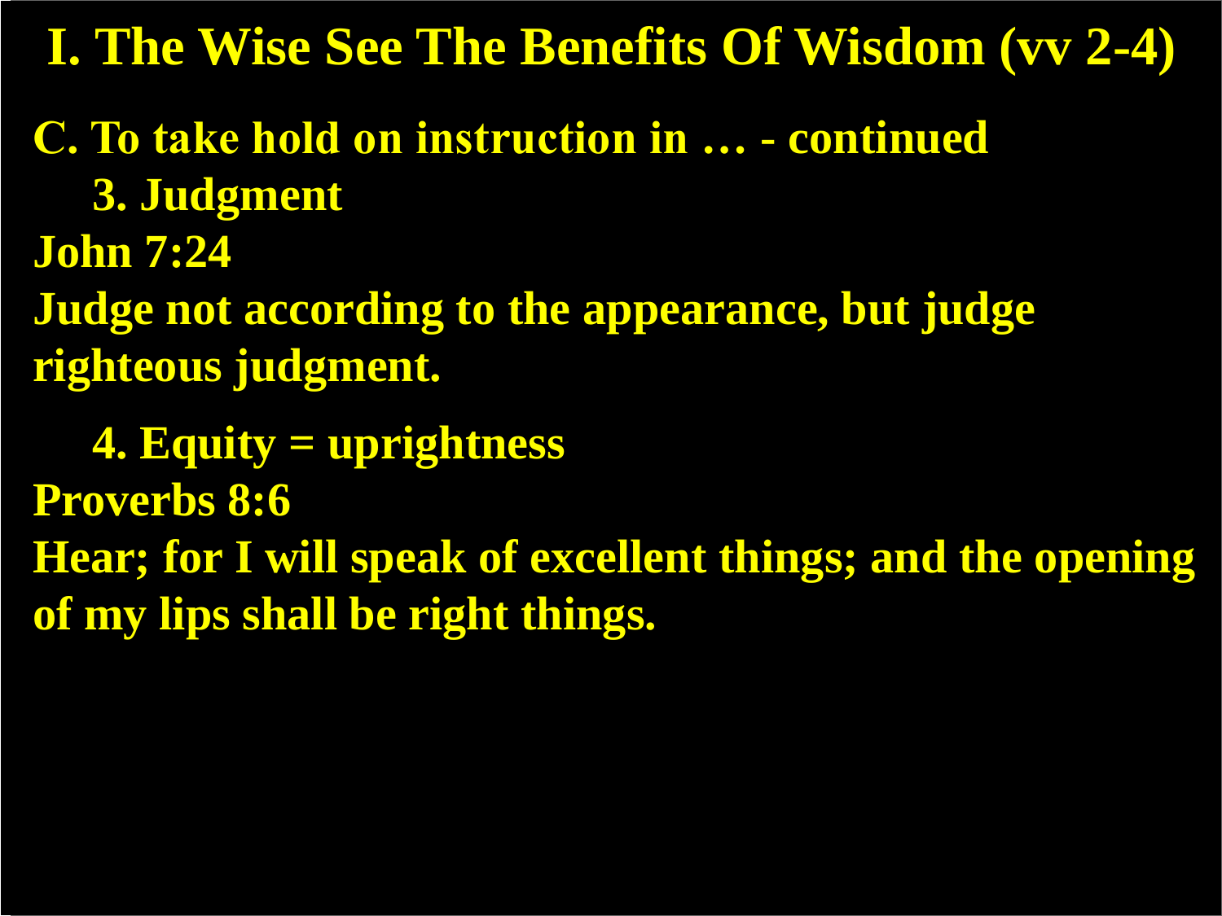# I. The Wise See The Benefits Of Wisdom (vv 2-4)

**C. To take hold on instruction in … - continued**

**3. Judgment**

**John 7:24**

**Judge not according to the appearance, but judge righteous judgment.**

**4. Equity = uprightness**

**Proverbs 8:6**

**Hear; for I will speak of excellent things; and the opening of my lips shall be right things.**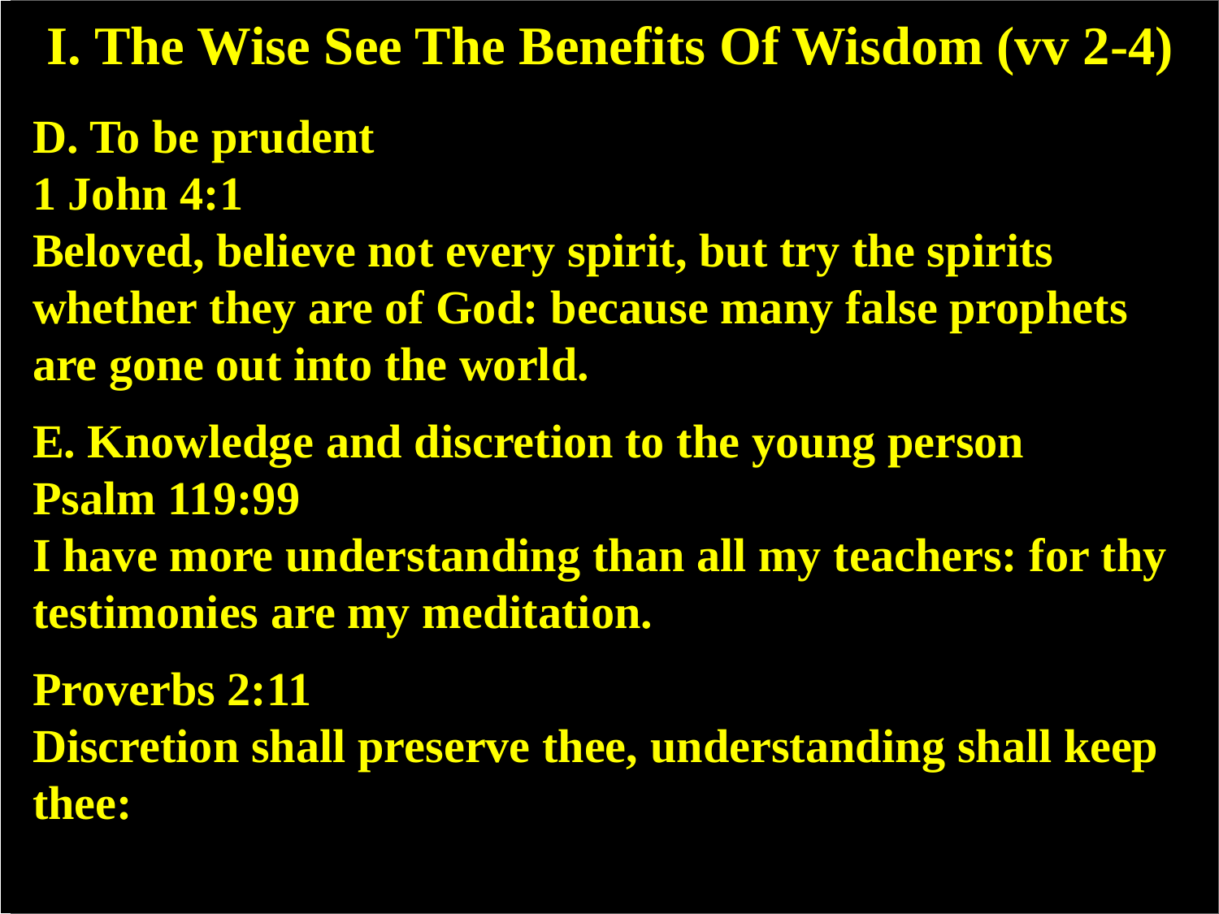# I. The Wise See The Benefits Of Wisdom (vv 2-4)

**D. To be prudent**

**1 John 4:1**

**Beloved, believe not every spirit, but try the spirits whether they are of God: because many false prophets are gone out into the world.**

**E. Knowledge and discretion to the young person**

**Psalm 119:99**

**I have more understanding than all my teachers: for thy testimonies are my meditation.**

**Proverbs 2:11**

**Discretion shall preserve thee, understanding shall keep thee:**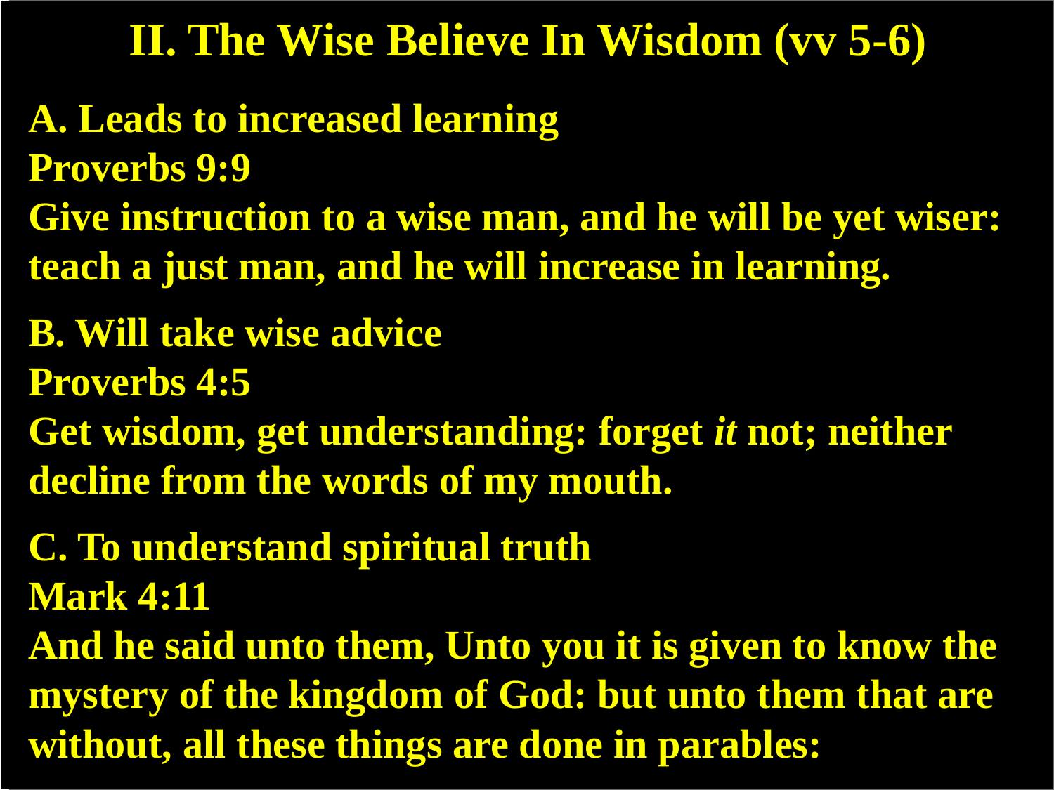# II. The Wise Believe In Wisdom (vv 5-6)

**A. Leads to increased learning**
**Proverbs 9:9**
**Give instruction to a wise man, and he will be yet wiser: teach a just man, and he will increase in learning.**

**B. Will take wise advice**
**Proverbs 4:5**
**Get wisdom, get understanding: forget *it* not; neither decline from the words of my mouth.**

**C. To understand spiritual truth**
**Mark 4:11**
**And he said unto them, Unto you it is given to know the mystery of the kingdom of God: but unto them that are without, all these things are done in parables:**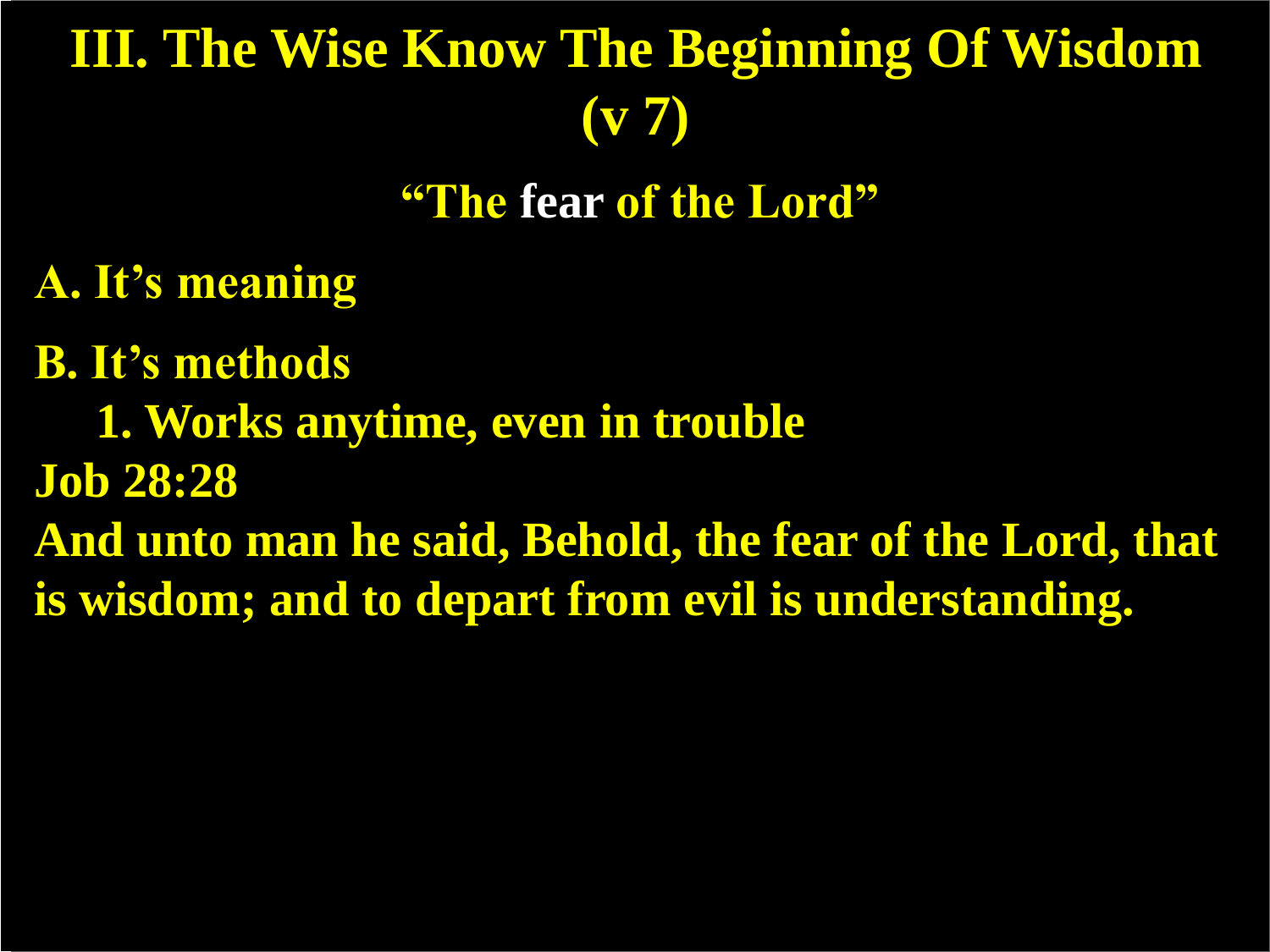# III. The Wise Know The Beginning Of Wisdom (v 7)

**"The fear of the Lord"**

**A. It's meaning**

**B. It's methods**

**1. Works anytime, even in trouble**

**Job 28:28**

**And unto man he said, Behold, the fear of the Lord, that is wisdom; and to depart from evil is understanding.**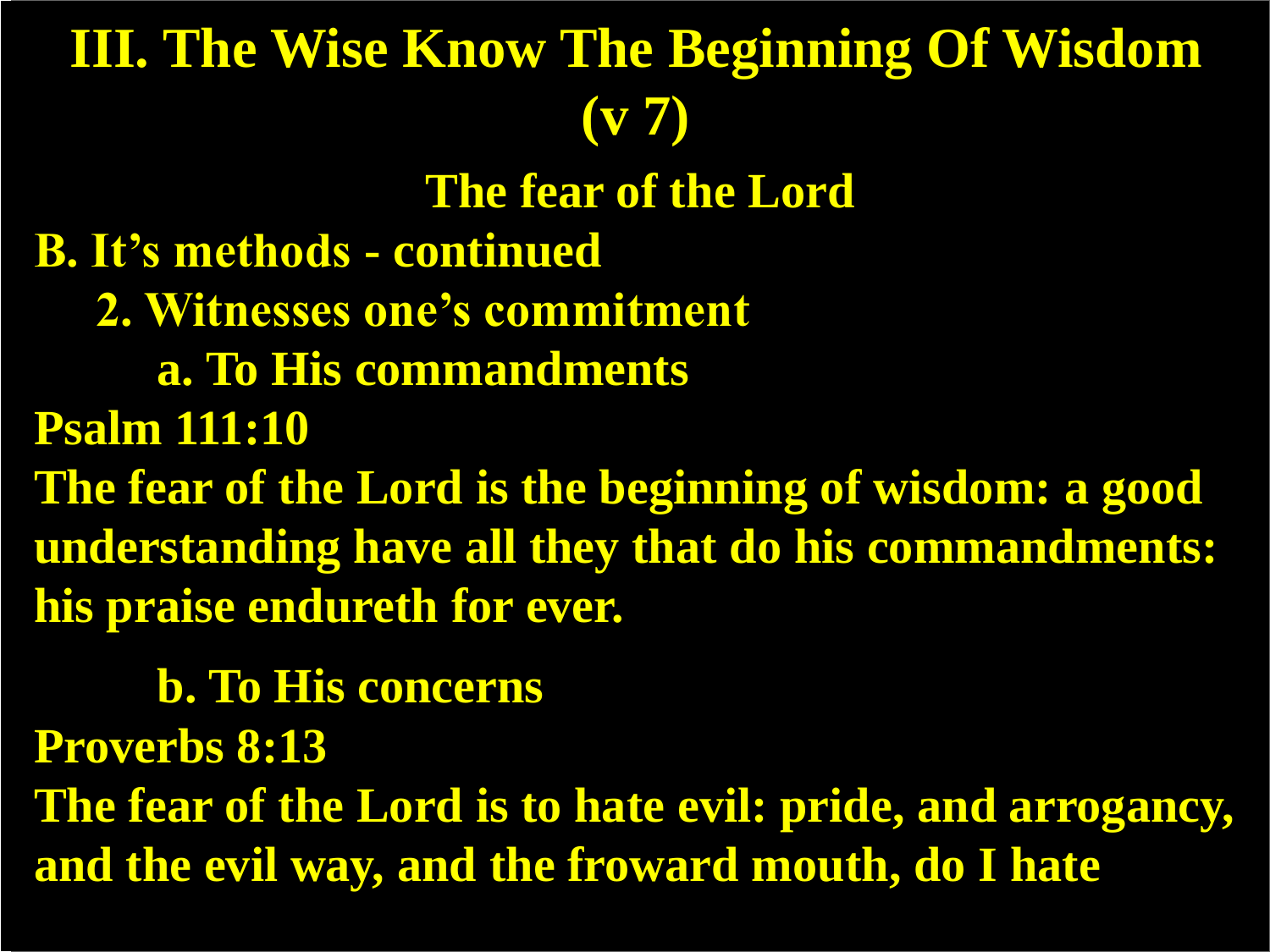# III. The Wise Know The Beginning Of Wisdom (v 7)

**The fear of the Lord**

**B. It's methods - continued**

**2. Witnesses one's commitment**

**a. To His commandments**

**Psalm 111:10**

**The fear of the Lord is the beginning of wisdom: a good understanding have all they that do his commandments: his praise endureth for ever.**

**b. To His concerns**

**Proverbs 8:13**

**The fear of the Lord is to hate evil: pride, and arrogancy, and the evil way, and the froward mouth, do I hate**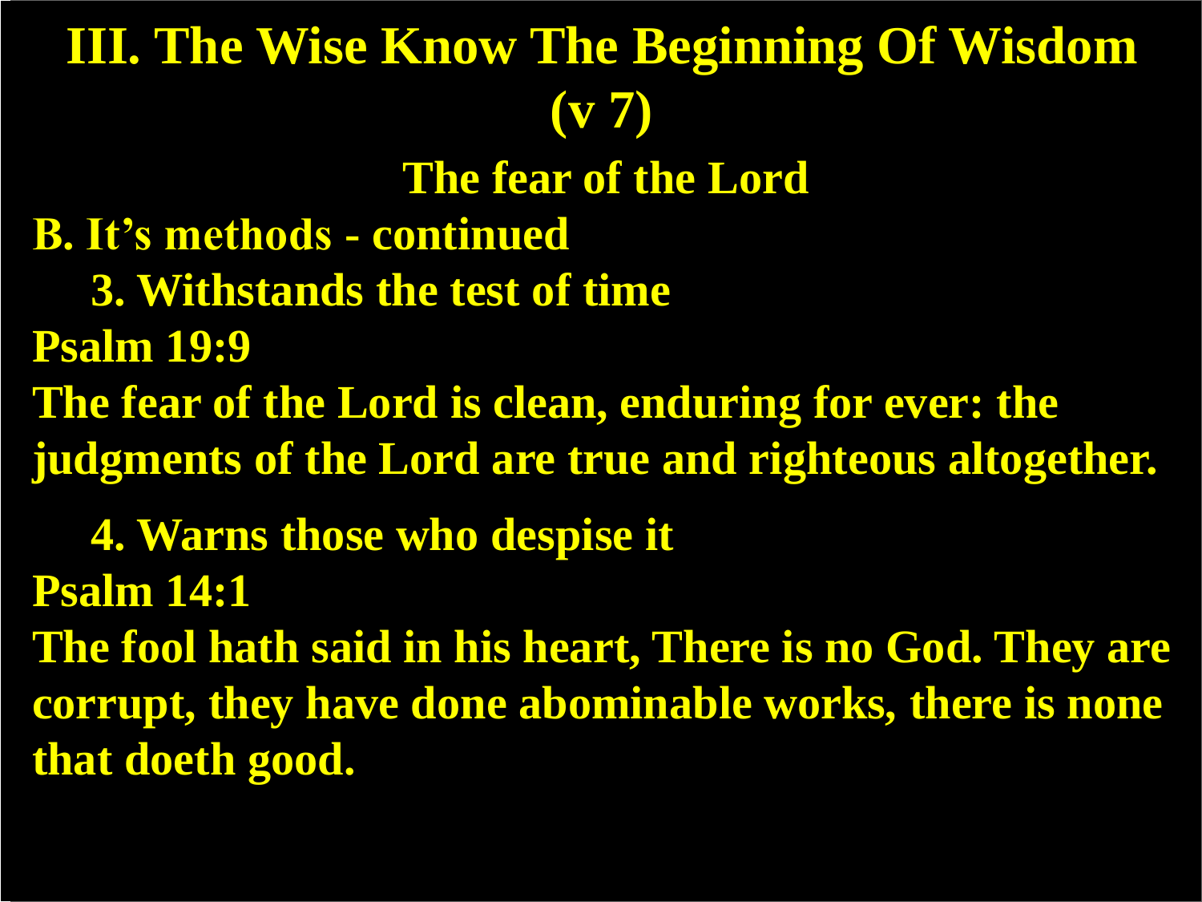# III. The Wise Know The Beginning Of Wisdom (v 7)

## The fear of the Lord

**B. It's methods - continued**

**3. Withstands the test of time**

**Psalm 19:9**

**The fear of the Lord is clean, enduring for ever: the judgments of the Lord are true and righteous altogether.**

**4. Warns those who despise it**

**Psalm 14:1**

**The fool hath said in his heart, There is no God. They are corrupt, they have done abominable works, there is none that doeth good.**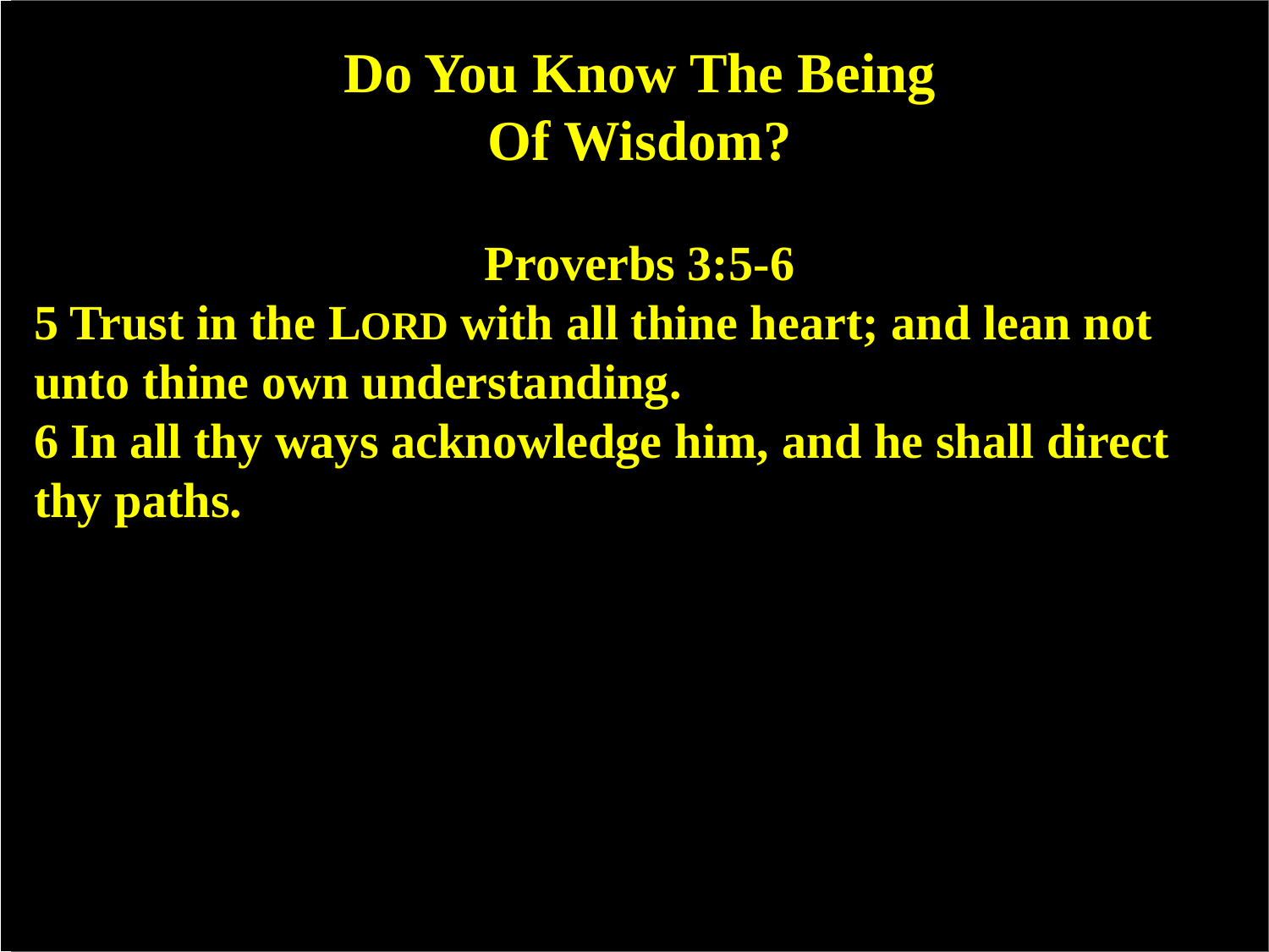# Do You Know The Being Of Wisdom?

## Proverbs 3:5-6

**5 Trust in the LORD with all thine heart; and lean not unto thine own understanding.**

**6 In all thy ways acknowledge him, and he shall direct thy paths.**